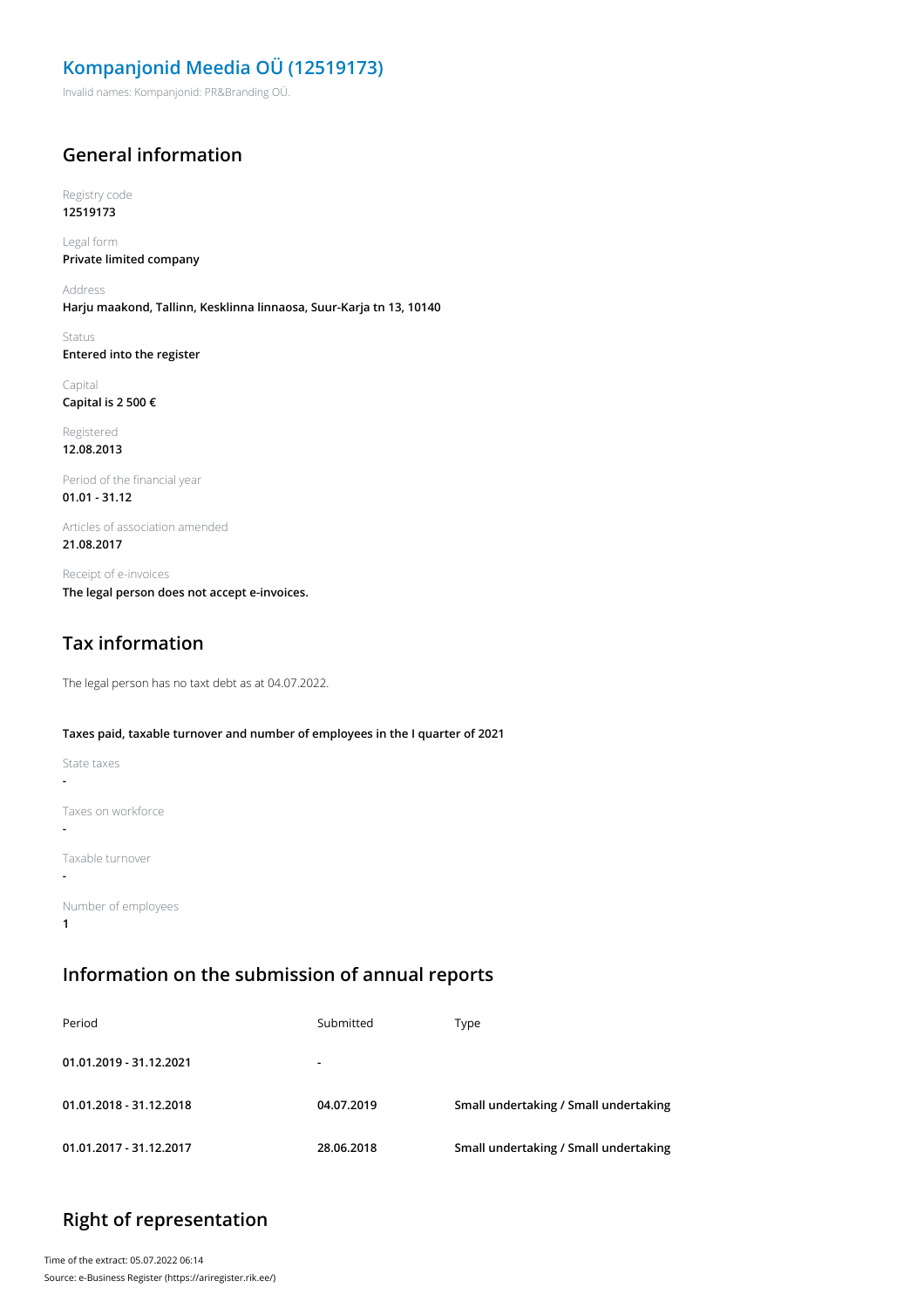# Kompanjonid Meedia OÜ (12519173)

Invalid names: Kompanjonid: PR&Branding OÜ.

## General information

Registry code
**12519173**

Legal form
**Private limited company**

Address
**Harju maakond, Tallinn, Kesklinna linnaosa, Suur-Karja tn 13, 10140**

Status
**Entered into the register**

Capital
**Capital is 2 500 €**

Registered
**12.08.2013**

Period of the financial year
**01.01 - 31.12**

Articles of association amended
**21.08.2017**

Receipt of e-invoices
**The legal person does not accept e-invoices.**

## Tax information

The legal person has no taxt debt as at 04.07.2022.

**Taxes paid, taxable turnover and number of employees in the I quarter of 2021**

State taxes
-

Taxes on workforce
-

Taxable turnover
-

Number of employees
**1**

## Information on the submission of annual reports

| Period | Submitted | Type |
|---|---|---|
| **01.01.2019 - 31.12.2021** | - | |
| **01.01.2018 - 31.12.2018** | **04.07.2019** | **Small undertaking / Small undertaking** |
| **01.01.2017 - 31.12.2017** | **28.06.2018** | **Small undertaking / Small undertaking** |

## Right of representation

Time of the extract: 05.07.2022 06:14
Source: e-Business Register (https://ariregister.rik.ee/)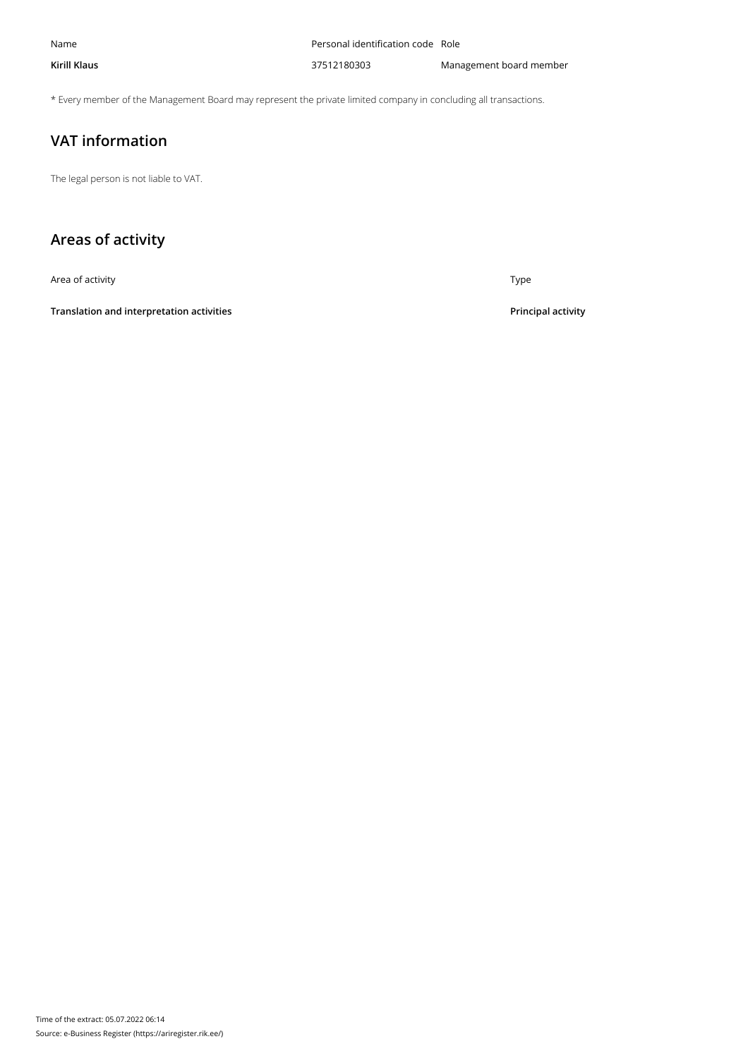| Name | Personal identification code | Role |
| --- | --- | --- |
| **Kirill Klaus** | 37512180303 | Management board member |

* Every member of the Management Board may represent the private limited company in concluding all transactions.

## VAT information

The legal person is not liable to VAT.

## Areas of activity

| Area of activity | Type |
| --- | --- |
| **Translation and interpretation activities** | **Principal activity** |

Time of the extract: 05.07.2022 06:14
Source: e-Business Register (https://ariregister.rik.ee/)